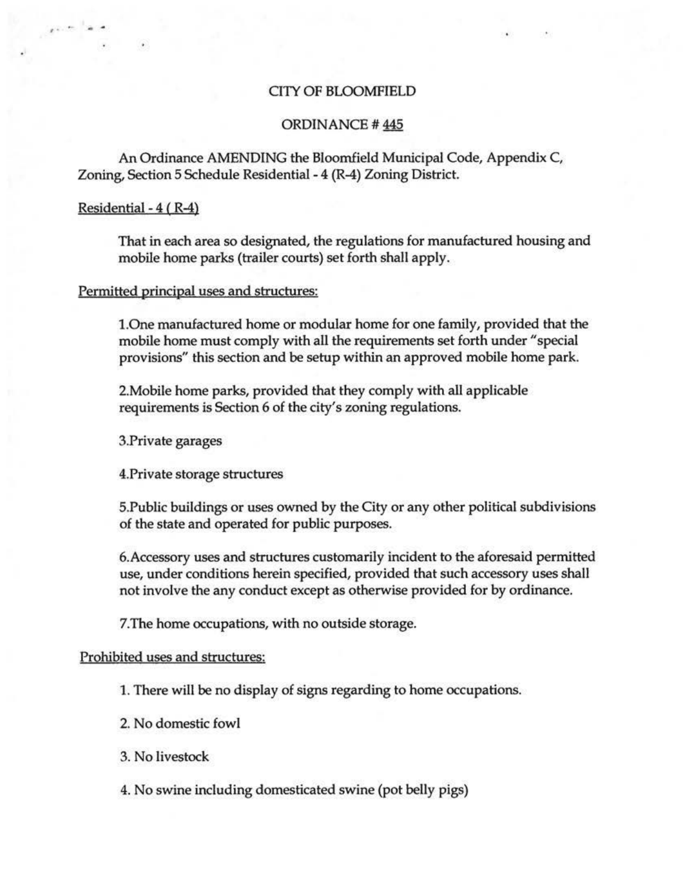# CITY OF BLOOMFIELD

## ORDINANCE # 445

An Ordinance AMENDING the Bloomfield Municipal Code, Appendix C, Zoning, Section 5 Schedule Residential - 4 (R-4) Zoning District.

Residential - 4 ( R-4)

That in each area so designated, the regulations for manufactured housing and mobile home parks (trailer courts) set forth shall apply.

Permitted principal uses and structures:

1.One manufactured home or modular home for one family, provided that the mobile home must comply with all the requirements set forth under "special provisions" this section and be setup within an approved mobile home park.

2.Mobile home parks, provided that they comply with all applicable requirements is Section 6 of the city's zoning regulations.

3.Private garages

4.Private storage structures

5.Public buildings or uses owned by the City or any other political subdivisions of the state and operated for public purposes.

6.Accessory uses and structures customarily incident to the aforesaid permitted use, under conditions herein specified, provided that such accessory uses shall not involve the any conduct except as otherwise provided for by ordinance.

7.The home occupations, with no outside storage.

Prohibited uses and structures:

1. There will be no display of signs regarding to home occupations.
2. No domestic fowl
3. No livestock
4. No swine including domesticated swine (pot belly pigs)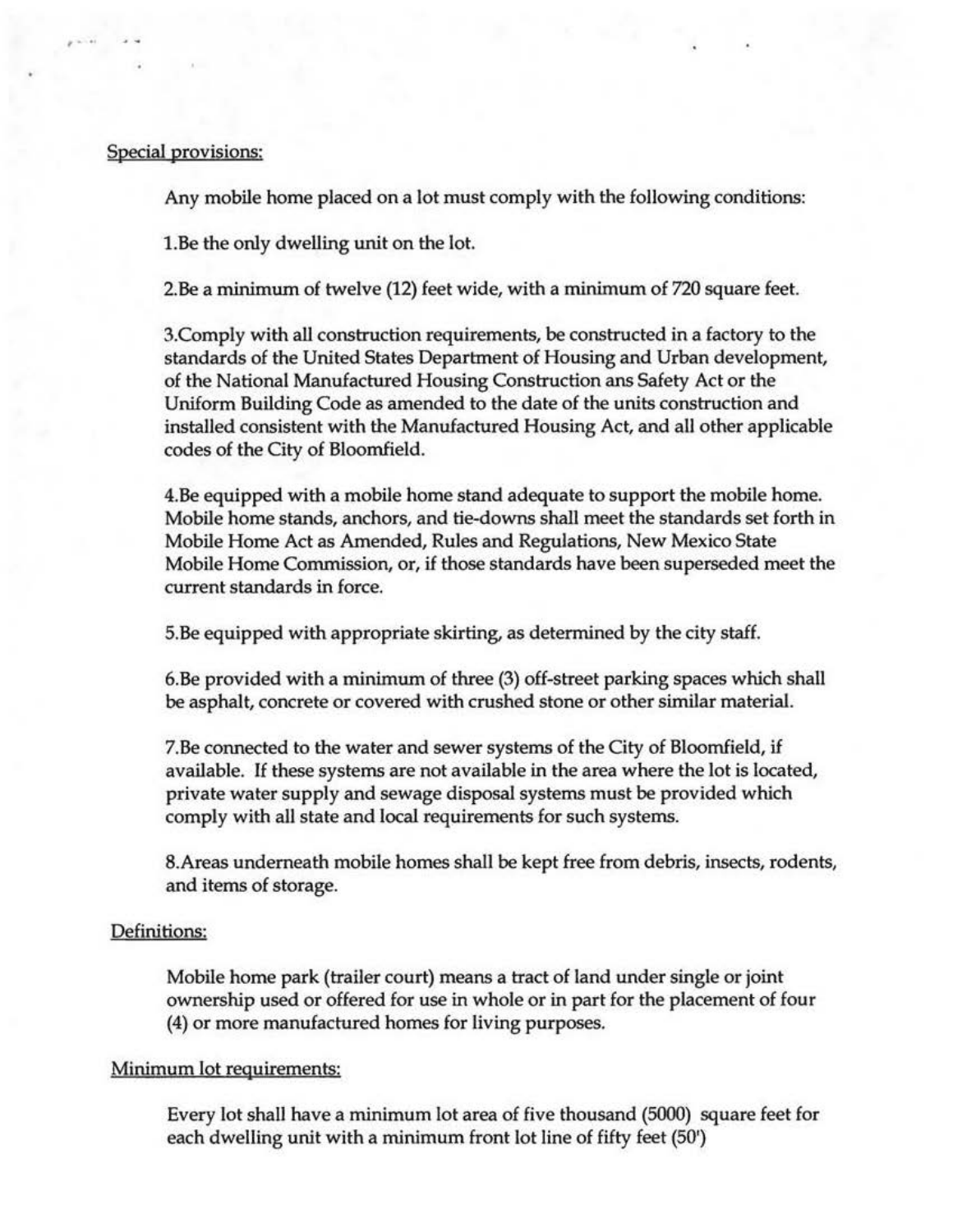Special provisions:

Any mobile home placed on a lot must comply with the following conditions:

1.Be the only dwelling unit on the lot.

2.Be a minimum of twelve (12) feet wide, with a minimum of 720 square feet.

3.Comply with all construction requirements, be constructed in a factory to the standards of the United States Department of Housing and Urban development, of the National Manufactured Housing Construction ans Safety Act or the Uniform Building Code as amended to the date of the units construction and installed consistent with the Manufactured Housing Act, and all other applicable codes of the City of Bloomfield.

4.Be equipped with a mobile home stand adequate to support the mobile home. Mobile home stands, anchors, and tie-downs shall meet the standards set forth in Mobile Home Act as Amended, Rules and Regulations, New Mexico State Mobile Home Commission, or, if those standards have been superseded meet the current standards in force.

5.Be equipped with appropriate skirting, as determined by the city staff.

6.Be provided with a minimum of three (3) off-street parking spaces which shall be asphalt, concrete or covered with crushed stone or other similar material.

7.Be connected to the water and sewer systems of the City of Bloomfield, if available. If these systems are not available in the area where the lot is located, private water supply and sewage disposal systems must be provided which comply with all state and local requirements for such systems.

8.Areas underneath mobile homes shall be kept free from debris, insects, rodents, and items of storage.

Definitions:

Mobile home park (trailer court) means a tract of land under single or joint ownership used or offered for use in whole or in part for the placement of four (4) or more manufactured homes for living purposes.

Minimum lot requirements:

Every lot shall have a minimum lot area of five thousand (5000) square feet for each dwelling unit with a minimum front lot line of fifty feet (50')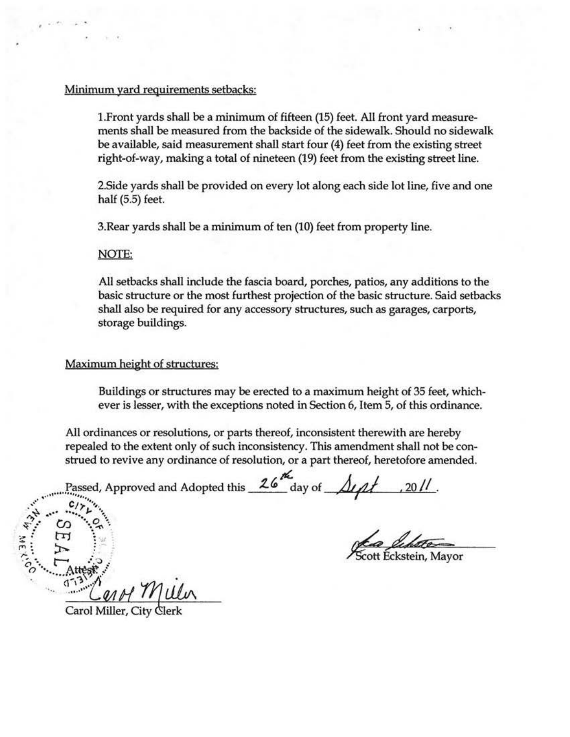Minimum yard requirements setbacks:

1.Front yards shall be a minimum of fifteen (15) feet. All front yard measurements shall be measured from the backside of the sidewalk. Should no sidewalk be available, said measurement shall start four (4) feet from the existing street right-of-way, making a total of nineteen (19) feet from the existing street line.

2.Side yards shall be provided on every lot along each side lot line, five and one half (5.5) feet.

3.Rear yards shall be a minimum of ten (10) feet from property line.

NOTE:

All setbacks shall include the fascia board, porches, patios, any additions to the basic structure or the most furthest projection of the basic structure. Said setbacks shall also be required for any accessory structures, such as garages, carports, storage buildings.

Maximum height of structures:

Buildings or structures may be erected to a maximum height of 35 feet, whichever is lesser, with the exceptions noted in Section 6, Item 5, of this ordinance.

All ordinances or resolutions, or parts thereof, inconsistent therewith are hereby repealed to the extent only of such inconsistency. This amendment shall not be construed to revive any ordinance of resolution, or a part thereof, heretofore amended.

Passed, Approved and Adopted this 26th day of Sept, 2011.

Scott Eckstein, Mayor

Attest:

Carol Miller, City Clerk